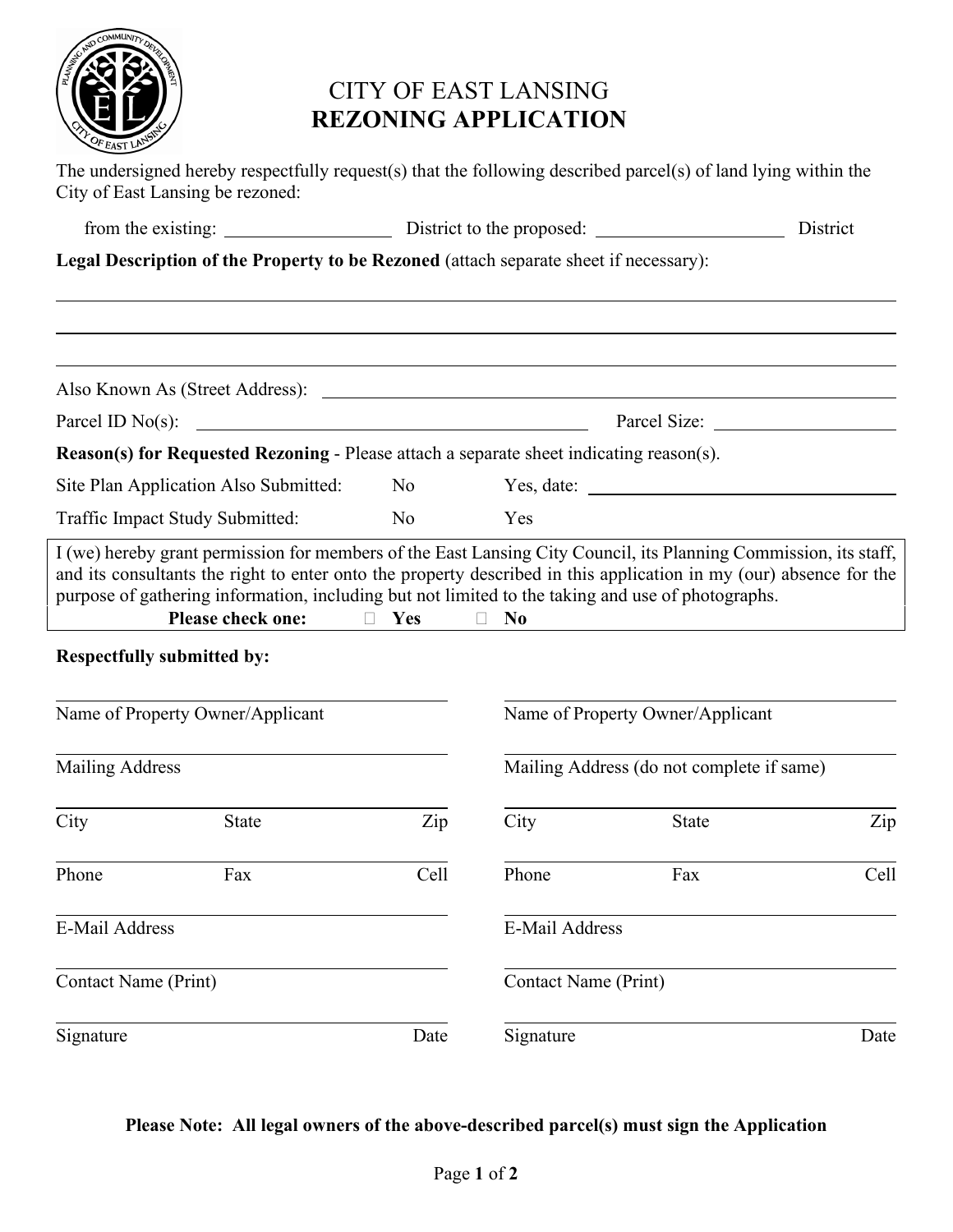# CITY OF EAST LANSING
## REZONING APPLICATION

The undersigned hereby respectfully request(s) that the following described parcel(s) of land lying within the City of East Lansing be rezoned:

from the existing: ________________ District to the proposed: ________________ District

**Legal Description of the Property to be Rezoned** (attach separate sheet if necessary):

______________________________________________________________________

______________________________________________________________________

______________________________________________________________________

Also Known As (Street Address): ________________________________________

Parcel ID No(s): ________________________________ Parcel Size: ________________

**Reason(s) for Requested Rezoning** - Please attach a separate sheet indicating reason(s).

Site Plan Application Also Submitted: No Yes, date: ________________

Traffic Impact Study Submitted: No Yes

I (we) hereby grant permission for members of the East Lansing City Council, its Planning Commission, its staff, and its consultants the right to enter onto the property described in this application in my (our) absence for the purpose of gathering information, including but not limited to the taking and use of photographs.

**Please check one:** ☐ **Yes** ☐ **No**

**Respectfully submitted by:**

| | |
|---|---|
| Name of Property Owner/Applicant | Name of Property Owner/Applicant |
| Mailing Address | Mailing Address (do not complete if same) |
| City State Zip | City State Zip |
| Phone Fax Cell | Phone Fax Cell |
| E-Mail Address | E-Mail Address |
| Contact Name (Print) | Contact Name (Print) |
| Signature Date | Signature Date |

**Please Note: All legal owners of the above-described parcel(s) must sign the Application**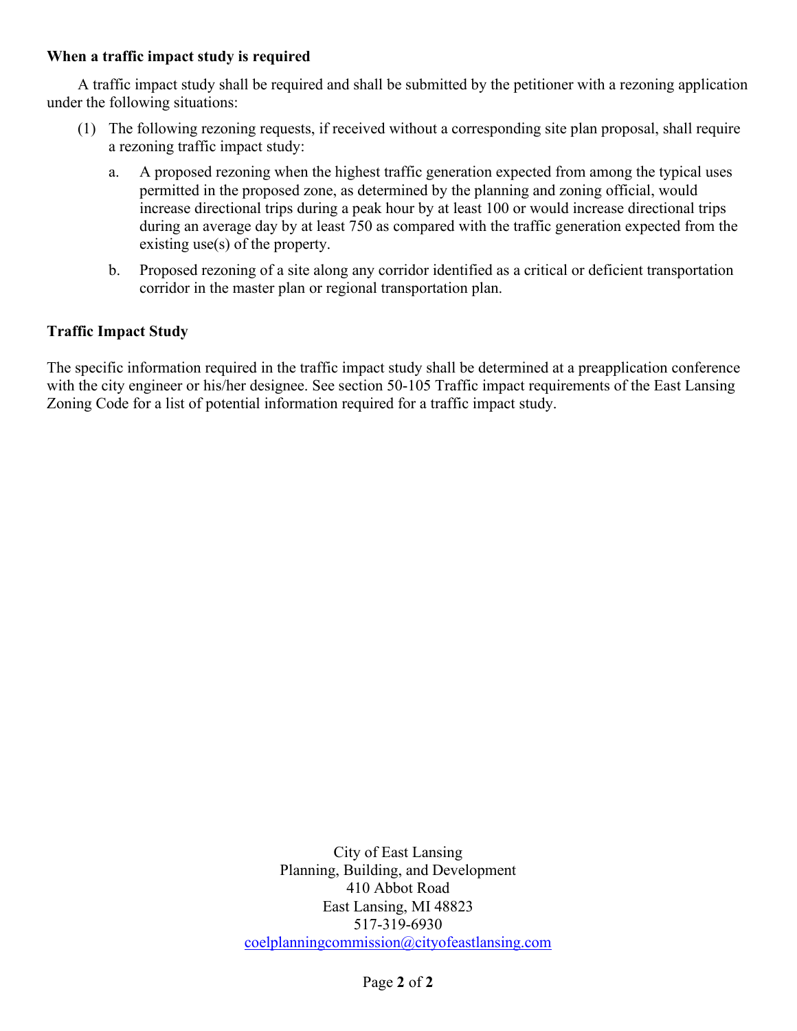**When a traffic impact study is required**

A traffic impact study shall be required and shall be submitted by the petitioner with a rezoning application under the following situations:

(1) The following rezoning requests, if received without a corresponding site plan proposal, shall require a rezoning traffic impact study:

   a. A proposed rezoning when the highest traffic generation expected from among the typical uses permitted in the proposed zone, as determined by the planning and zoning official, would increase directional trips during a peak hour by at least 100 or would increase directional trips during an average day by at least 750 as compared with the traffic generation expected from the existing use(s) of the property.

   b. Proposed rezoning of a site along any corridor identified as a critical or deficient transportation corridor in the master plan or regional transportation plan.

**Traffic Impact Study**

The specific information required in the traffic impact study shall be determined at a preapplication conference with the city engineer or his/her designee. See section 50-105 Traffic impact requirements of the East Lansing Zoning Code for a list of potential information required for a traffic impact study.

City of East Lansing
Planning, Building, and Development
410 Abbot Road
East Lansing, MI 48823
517-319-6930
coelplanningcommission@cityofeastlansing.com